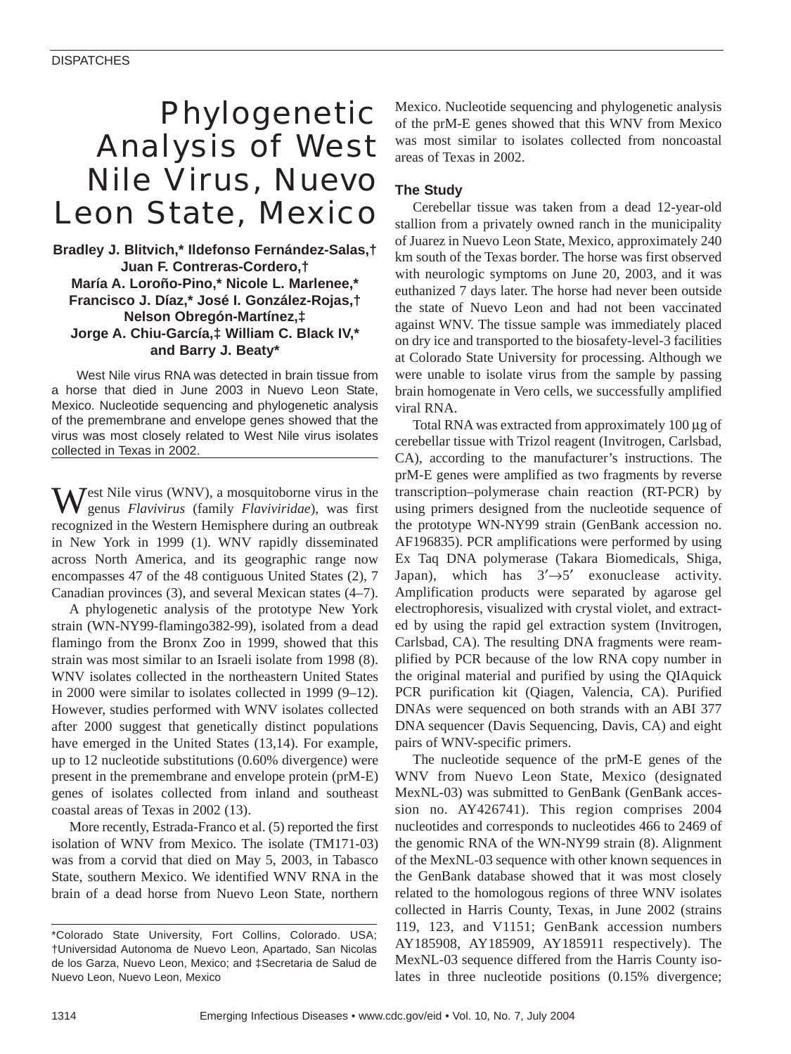DISPATCHES

# Phylogenetic Analysis of West Nile Virus, Nuevo Leon State, Mexico

**Bradley J. Blitvich,* Ildefonso Fernández-Salas,† Juan F. Contreras-Cordero,† María A. Loroño-Pino,* Nicole L. Marlenee,* Francisco J. Díaz,* José I. González-Rojas,† Nelson Obregón-Martínez,‡ Jorge A. Chiu-García,‡ William C. Black IV,* and Barry J. Beaty***

West Nile virus RNA was detected in brain tissue from a horse that died in June 2003 in Nuevo Leon State, Mexico. Nucleotide sequencing and phylogenetic analysis of the premembrane and envelope genes showed that the virus was most closely related to West Nile virus isolates collected in Texas in 2002.

West Nile virus (WNV), a mosquitoborne virus in the genus *Flavivirus* (family *Flaviviridae*), was first recognized in the Western Hemisphere during an outbreak in New York in 1999 (1). WNV rapidly disseminated across North America, and its geographic range now encompasses 47 of the 48 contiguous United States (2), 7 Canadian provinces (3), and several Mexican states (4–7).

A phylogenetic analysis of the prototype New York strain (WN-NY99-flamingo382-99), isolated from a dead flamingo from the Bronx Zoo in 1999, showed that this strain was most similar to an Israeli isolate from 1998 (8). WNV isolates collected in the northeastern United States in 2000 were similar to isolates collected in 1999 (9–12). However, studies performed with WNV isolates collected after 2000 suggest that genetically distinct populations have emerged in the United States (13,14). For example, up to 12 nucleotide substitutions (0.60% divergence) were present in the premembrane and envelope protein (prM-E) genes of isolates collected from inland and southeast coastal areas of Texas in 2002 (13).

More recently, Estrada-Franco et al. (5) reported the first isolation of WNV from Mexico. The isolate (TM171-03) was from a corvid that died on May 5, 2003, in Tabasco State, southern Mexico. We identified WNV RNA in the brain of a dead horse from Nuevo Leon State, northern Mexico. Nucleotide sequencing and phylogenetic analysis of the prM-E genes showed that this WNV from Mexico was most similar to isolates collected from noncoastal areas of Texas in 2002.

*Colorado State University, Fort Collins, Colorado. USA; †Universidad Autonoma de Nuevo Leon, Apartado, San Nicolas de los Garza, Nuevo Leon, Mexico; and ‡Secretaria de Salud de Nuevo Leon, Nuevo Leon, Mexico

## The Study

Cerebellar tissue was taken from a dead 12-year-old stallion from a privately owned ranch in the municipality of Juarez in Nuevo Leon State, Mexico, approximately 240 km south of the Texas border. The horse was first observed with neurologic symptoms on June 20, 2003, and it was euthanized 7 days later. The horse had never been outside the state of Nuevo Leon and had not been vaccinated against WNV. The tissue sample was immediately placed on dry ice and transported to the biosafety-level-3 facilities at Colorado State University for processing. Although we were unable to isolate virus from the sample by passing brain homogenate in Vero cells, we successfully amplified viral RNA.

Total RNA was extracted from approximately 100 μg of cerebellar tissue with Trizol reagent (Invitrogen, Carlsbad, CA), according to the manufacturer's instructions. The prM-E genes were amplified as two fragments by reverse transcription–polymerase chain reaction (RT-PCR) by using primers designed from the nucleotide sequence of the prototype WN-NY99 strain (GenBank accession no. AF196835). PCR amplifications were performed by using Ex Taq DNA polymerase (Takara Biomedicals, Shiga, Japan), which has 3′→5′ exonuclease activity. Amplification products were separated by agarose gel electrophoresis, visualized with crystal violet, and extracted by using the rapid gel extraction system (Invitrogen, Carlsbad, CA). The resulting DNA fragments were reamplified by PCR because of the low RNA copy number in the original material and purified by using the QIAquick PCR purification kit (Qiagen, Valencia, CA). Purified DNAs were sequenced on both strands with an ABI 377 DNA sequencer (Davis Sequencing, Davis, CA) and eight pairs of WNV-specific primers.

The nucleotide sequence of the prM-E genes of the WNV from Nuevo Leon State, Mexico (designated MexNL-03) was submitted to GenBank (GenBank accession no. AY426741). This region comprises 2004 nucleotides and corresponds to nucleotides 466 to 2469 of the genomic RNA of the WN-NY99 strain (8). Alignment of the MexNL-03 sequence with other known sequences in the GenBank database showed that it was most closely related to the homologous regions of three WNV isolates collected in Harris County, Texas, in June 2002 (strains 119, 123, and V1151; GenBank accession numbers AY185908, AY185909, AY185911 respectively). The MexNL-03 sequence differed from the Harris County isolates in three nucleotide positions (0.15% divergence;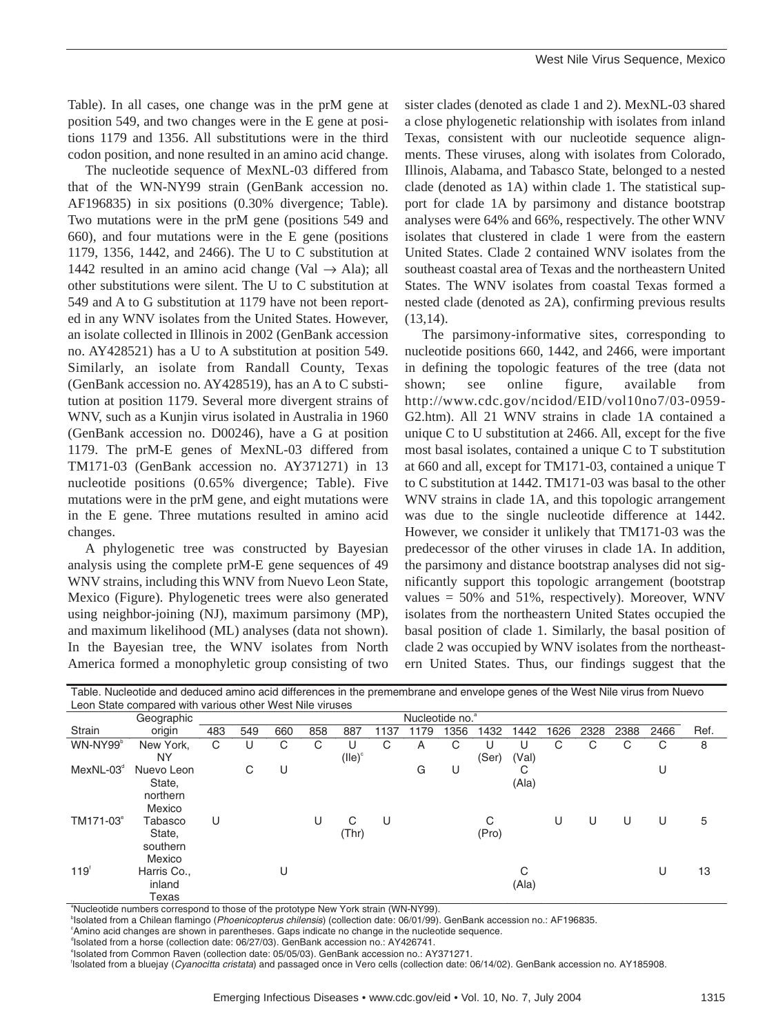Table). In all cases, one change was in the prM gene at position 549, and two changes were in the E gene at positions 1179 and 1356. All substitutions were in the third codon position, and none resulted in an amino acid change.

The nucleotide sequence of MexNL-03 differed from that of the WN-NY99 strain (GenBank accession no. AF196835) in six positions (0.30% divergence; Table). Two mutations were in the prM gene (positions 549 and 660), and four mutations were in the E gene (positions 1179, 1356, 1442, and 2466). The U to C substitution at 1442 resulted in an amino acid change (Val → Ala); all other substitutions were silent. The U to C substitution at 549 and A to G substitution at 1179 have not been reported in any WNV isolates from the United States. However, an isolate collected in Illinois in 2002 (GenBank accession no. AY428521) has a U to A substitution at position 549. Similarly, an isolate from Randall County, Texas (GenBank accession no. AY428519), has an A to C substitution at position 1179. Several more divergent strains of WNV, such as a Kunjin virus isolated in Australia in 1960 (GenBank accession no. D00246), have a G at position 1179. The prM-E genes of MexNL-03 differed from TM171-03 (GenBank accession no. AY371271) in 13 nucleotide positions (0.65% divergence; Table). Five mutations were in the prM gene, and eight mutations were in the E gene. Three mutations resulted in amino acid changes.

A phylogenetic tree was constructed by Bayesian analysis using the complete prM-E gene sequences of 49 WNV strains, including this WNV from Nuevo Leon State, Mexico (Figure). Phylogenetic trees were also generated using neighbor-joining (NJ), maximum parsimony (MP), and maximum likelihood (ML) analyses (data not shown). In the Bayesian tree, the WNV isolates from North America formed a monophyletic group consisting of two sister clades (denoted as clade 1 and 2). MexNL-03 shared a close phylogenetic relationship with isolates from inland Texas, consistent with our nucleotide sequence alignments. These viruses, along with isolates from Colorado, Illinois, Alabama, and Tabasco State, belonged to a nested clade (denoted as 1A) within clade 1. The statistical support for clade 1A by parsimony and distance bootstrap analyses were 64% and 66%, respectively. The other WNV isolates that clustered in clade 1 were from the eastern United States. Clade 2 contained WNV isolates from the southeast coastal area of Texas and the northeastern United States. The WNV isolates from coastal Texas formed a nested clade (denoted as 2A), confirming previous results (13,14).

The parsimony-informative sites, corresponding to nucleotide positions 660, 1442, and 2466, were important in defining the topologic features of the tree (data not shown; see online figure, available from http://www.cdc.gov/ncidod/EID/vol10no7/03-0959-G2.htm). All 21 WNV strains in clade 1A contained a unique C to U substitution at 2466. All, except for the five most basal isolates, contained a unique C to T substitution at 660 and all, except for TM171-03, contained a unique T to C substitution at 1442. TM171-03 was basal to the other WNV strains in clade 1A, and this topologic arrangement was due to the single nucleotide difference at 1442. However, we consider it unlikely that TM171-03 was the predecessor of the other viruses in clade 1A. In addition, the parsimony and distance bootstrap analyses did not significantly support this topologic arrangement (bootstrap values = 50% and 51%, respectively). Moreover, WNV isolates from the northeastern United States occupied the basal position of clade 1. Similarly, the basal position of clade 2 was occupied by WNV isolates from the northeastern United States. Thus, our findings suggest that the

Table. Nucleotide and deduced amino acid differences in the premembrane and envelope genes of the West Nile virus from Nuevo Leon State compared with various other West Nile viruses

| Strain | Geographic origin | Nucleotide no.[a] | | | | | | | | | | | | | | Ref. |
|---|---|---|---|---|---|---|---|---|---|---|---|---|---|---|---|---|
| | | 483 | 549 | 660 | 858 | 887 | 1137 | 1179 | 1356 | 1432 | 1442 | 1626 | 2328 | 2388 | 2466 | |
| WN-NY99[b] | New York, NY | C | U | C | C | U (Ile)[c] | C | A | C | U (Ser) | U (Val) | C | C | C | C | 8 |
| MexNL-03[d] | Nuevo Leon State, northern Mexico | | C | U | | | | G | U | | C (Ala) | | | | U | |
| TM171-03[e] | Tabasco State, southern Mexico | U | | | U | C (Thr) | U | | | C (Pro) | | U | U | U | U | 5 |
| 119[f] | Harris Co., inland Texas | | | U | | | | | | | C (Ala) | | | | U | 13 |

[a]Nucleotide numbers correspond to those of the prototype New York strain (WN-NY99).
[b]Isolated from a Chilean flamingo (*Phoenicopterus chilensis*) (collection date: 06/01/99). GenBank accession no.: AF196835.
[c]Amino acid changes are shown in parentheses. Gaps indicate no change in the nucleotide sequence.
[d]Isolated from a horse (collection date: 06/27/03). GenBank accession no.: AY426741.
[e]Isolated from Common Raven (collection date: 05/05/03). GenBank accession no.: AY371271.
[f]Isolated from a bluejay (*Cyanocitta cristata*) and passaged once in Vero cells (collection date: 06/14/02). GenBank accession no. AY185908.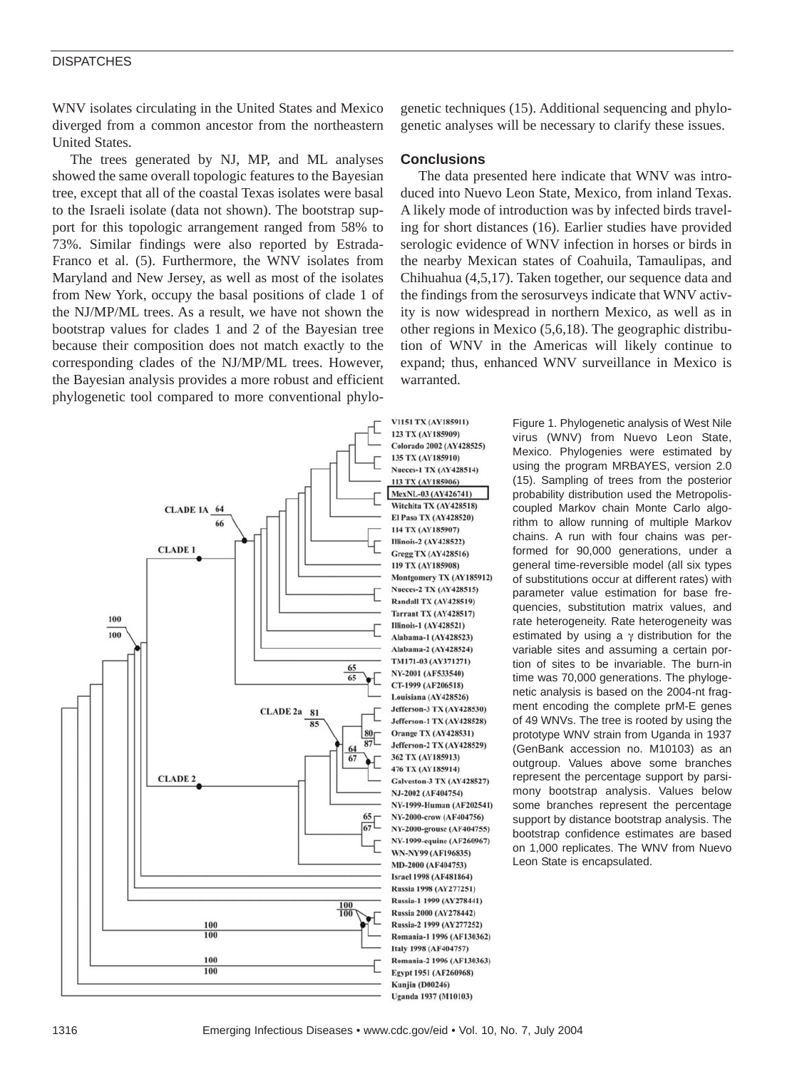WNV isolates circulating in the United States and Mexico diverged from a common ancestor from the northeastern United States.

The trees generated by NJ, MP, and ML analyses showed the same overall topologic features to the Bayesian tree, except that all of the coastal Texas isolates were basal to the Israeli isolate (data not shown). The bootstrap support for this topologic arrangement ranged from 58% to 73%. Similar findings were also reported by Estrada-Franco et al. (5). Furthermore, the WNV isolates from Maryland and New Jersey, as well as most of the isolates from New York, occupy the basal positions of clade 1 of the NJ/MP/ML trees. As a result, we have not shown the bootstrap values for clades 1 and 2 of the Bayesian tree because their composition does not match exactly to the corresponding clades of the NJ/MP/ML trees. However, the Bayesian analysis provides a more robust and efficient phylogenetic tool compared to more conventional phylogenetic techniques (15). Additional sequencing and phylogenetic analyses will be necessary to clarify these issues.

## Conclusions

The data presented here indicate that WNV was introduced into Nuevo Leon State, Mexico, from inland Texas. A likely mode of introduction was by infected birds traveling for short distances (16). Earlier studies have provided serologic evidence of WNV infection in horses or birds in the nearby Mexican states of Coahuila, Tamaulipas, and Chihuahua (4,5,17). Taken together, our sequence data and the findings from the serosurveys indicate that WNV activity is now widespread in northern Mexico, as well as in other regions in Mexico (5,6,18). The geographic distribution of WNV in the Americas will likely continue to expand; thus, enhanced WNV surveillance in Mexico is warranted.

Figure 1. Phylogenetic analysis of West Nile virus (WNV) from Nuevo Leon State, Mexico. Phylogenies were estimated by using the program MRBAYES, version 2.0 (15). Sampling of trees from the posterior probability distribution used the Metropolis-coupled Markov chain Monte Carlo algorithm to allow running of multiple Markov chains. A run with four chains was performed for 90,000 generations, under a general time-reversible model (all six types of substitutions occur at different rates) with parameter value estimation for base frequencies, substitution matrix values, and rate heterogeneity. Rate heterogeneity was estimated by using a $\gamma$ distribution for the variable sites and assuming a certain portion of sites to be invariable. The burn-in time was 70,000 generations. The phylogenetic analysis is based on the 2004-nt fragment encoding the complete prM-E genes of 49 WNVs. The tree is rooted by using the prototype WNV strain from Uganda in 1937 (GenBank accession no. M10103) as an outgroup. Values above some branches represent the percentage support by parsimony bootstrap analysis. Values below some branches represent the percentage support by distance bootstrap analysis. The bootstrap confidence estimates are based on 1,000 replicates. The WNV from Nuevo Leon State is encapsulated.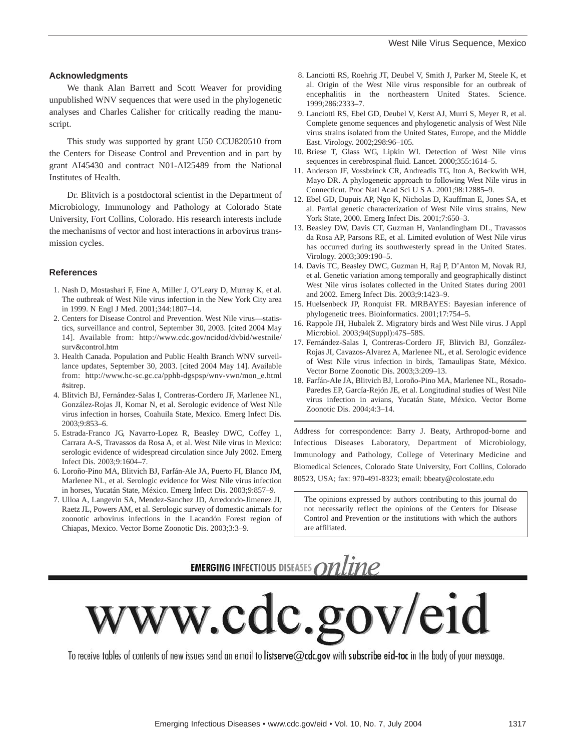### Acknowledgments

We thank Alan Barrett and Scott Weaver for providing unpublished WNV sequences that were used in the phylogenetic analyses and Charles Calisher for critically reading the manuscript.

This study was supported by grant U50 CCU820510 from the Centers for Disease Control and Prevention and in part by grant AI45430 and contract N01-AI25489 from the National Institutes of Health.

Dr. Blitvich is a postdoctoral scientist in the Department of Microbiology, Immunology and Pathology at Colorado State University, Fort Collins, Colorado. His research interests include the mechanisms of vector and host interactions in arbovirus transmission cycles.

### References

1. Nash D, Mostashari F, Fine A, Miller J, O'Leary D, Murray K, et al. The outbreak of West Nile virus infection in the New York City area in 1999. N Engl J Med. 2001;344:1807–14.
2. Centers for Disease Control and Prevention. West Nile virus—statistics, surveillance and control, September 30, 2003. [cited 2004 May 14]. Available from: http://www.cdc.gov/ncidod/dvbid/westnile/surv&control.htm
3. Health Canada. Population and Public Health Branch WNV surveillance updates, September 30, 2003. [cited 2004 May 14]. Available from: http://www.hc-sc.gc.ca/pphb-dgspsp/wnv-vwn/mon_e.html#sitrep.
4. Blitvich BJ, Fernández-Salas I, Contreras-Cordero JF, Marlenee NL, González-Rojas JI, Komar N, et al. Serologic evidence of West Nile virus infection in horses, Coahuila State, Mexico. Emerg Infect Dis. 2003;9:853–6.
5. Estrada-Franco JG, Navarro-Lopez R, Beasley DWC, Coffey L, Carrara A-S, Travassos da Rosa A, et al. West Nile virus in Mexico: serologic evidence of widespread circulation since July 2002. Emerg Infect Dis. 2003;9:1604–7.
6. Loroño-Pino MA, Blitvich BJ, Farfán-Ale JA, Puerto FI, Blanco JM, Marlenee NL, et al. Serologic evidence for West Nile virus infection in horses, Yucatán State, México. Emerg Infect Dis. 2003;9:857–9.
7. Ulloa A, Langevin SA, Mendez-Sanchez JD, Arredondo-Jimenez JI, Raetz JL, Powers AM, et al. Serologic survey of domestic animals for zoonotic arbovirus infections in the Lacandón Forest region of Chiapas, Mexico. Vector Borne Zoonotic Dis. 2003;3:3–9.
8. Lanciotti RS, Roehrig JT, Deubel V, Smith J, Parker M, Steele K, et al. Origin of the West Nile virus responsible for an outbreak of encephalitis in the northeastern United States. Science. 1999;286:2333–7.
9. Lanciotti RS, Ebel GD, Deubel V, Kerst AJ, Murri S, Meyer R, et al. Complete genome sequences and phylogenetic analysis of West Nile virus strains isolated from the United States, Europe, and the Middle East. Virology. 2002;298:96–105.
10. Briese T, Glass WG, Lipkin WI. Detection of West Nile virus sequences in cerebrospinal fluid. Lancet. 2000;355:1614–5.
11. Anderson JF, Vossbrinck CR, Andreadis TG, Iton A, Beckwith WH, Mayo DR. A phylogenetic approach to following West Nile virus in Connecticut. Proc Natl Acad Sci U S A. 2001;98:12885–9.
12. Ebel GD, Dupuis AP, Ngo K, Nicholas D, Kauffman E, Jones SA, et al. Partial genetic characterization of West Nile virus strains, New York State, 2000. Emerg Infect Dis. 2001;7:650–3.
13. Beasley DW, Davis CT, Guzman H, Vanlandingham DL, Travassos da Rosa AP, Parsons RE, et al. Limited evolution of West Nile virus has occurred during its southwesterly spread in the United States. Virology. 2003;309:190–5.
14. Davis TC, Beasley DWC, Guzman H, Raj P, D'Anton M, Novak RJ, et al. Genetic variation among temporally and geographically distinct West Nile virus isolates collected in the United States during 2001 and 2002. Emerg Infect Dis. 2003;9:1423–9.
15. Huelsenbeck JP, Ronquist FR. MRBAYES: Bayesian inference of phylogenetic trees. Bioinformatics. 2001;17:754–5.
16. Rappole JH, Hubalek Z. Migratory birds and West Nile virus. J Appl Microbiol. 2003;94(Suppl):47S–58S.
17. Fernández-Salas I, Contreras-Cordero JF, Blitvich BJ, González-Rojas JI, Cavazos-Alvarez A, Marlenee NL, et al. Serologic evidence of West Nile virus infection in birds, Tamaulipas State, México. Vector Borne Zoonotic Dis. 2003;3:209–13.
18. Farfán-Ale JA, Blitvich BJ, Loroño-Pino MA, Marlenee NL, Rosado-Paredes EP, García-Rejón JE, et al. Longitudinal studies of West Nile virus infection in avians, Yucatán State, México. Vector Borne Zoonotic Dis. 2004;4:3–14.

Address for correspondence: Barry J. Beaty, Arthropod-borne and Infectious Diseases Laboratory, Department of Microbiology, Immunology and Pathology, College of Veterinary Medicine and Biomedical Sciences, Colorado State University, Fort Collins, Colorado 80523, USA; fax: 970-491-8323; email: bbeaty@colostate.edu

The opinions expressed by authors contributing to this journal do not necessarily reflect the opinions of the Centers for Disease Control and Prevention or the institutions with which the authors are affiliated.

EMERGING INFECTIOUS DISEASES online

www.cdc.gov/eid

To receive tables of contents of new issues send an email to **listserve@cdc.gov** with **subscribe eid-toc** in the body of your message.